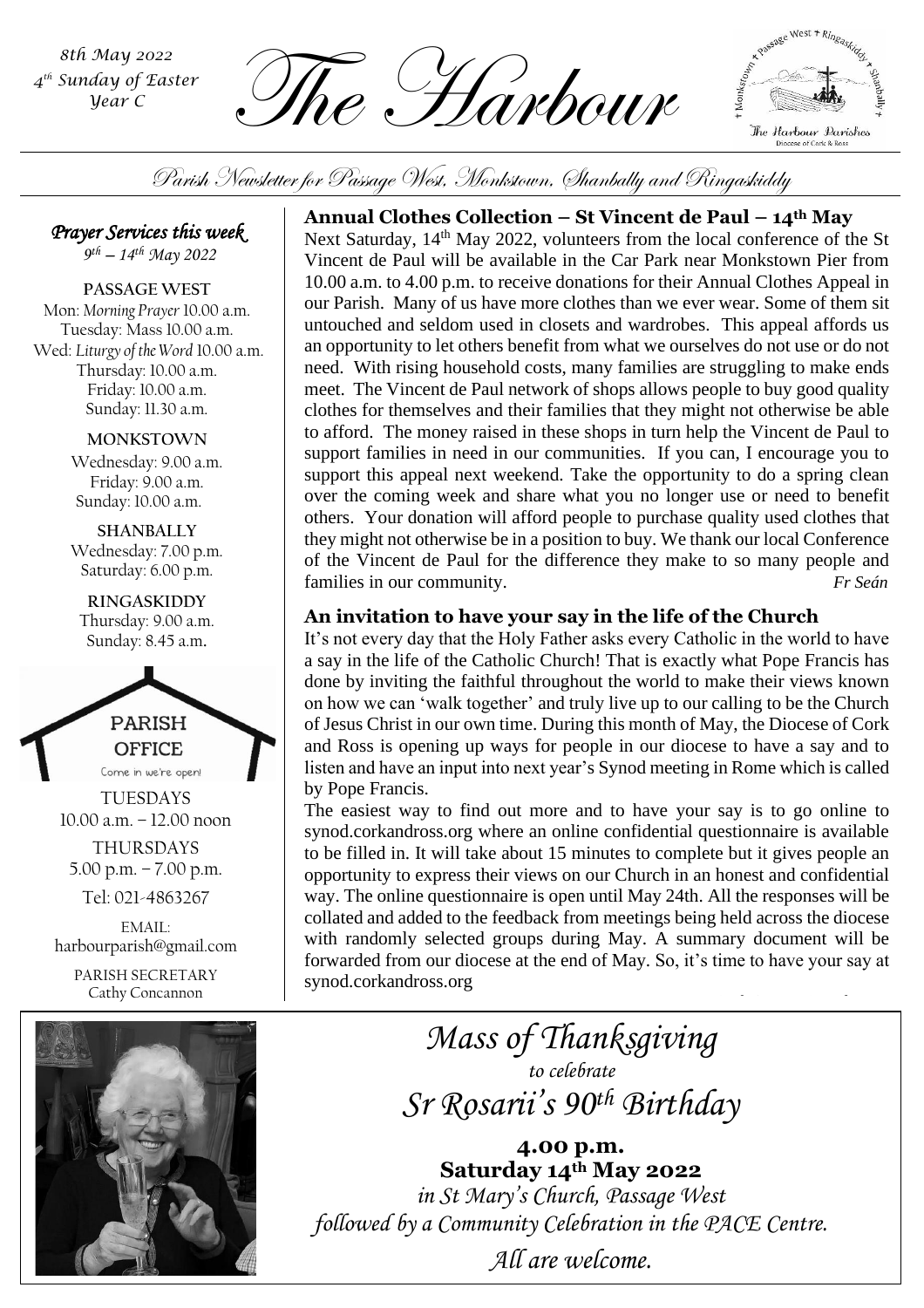*8th May 2022*
*4th Sunday of Easter*
*Year C*

# The Harbour

*Parish Newsletter for Passage West, Monkstown, Shanbally and Ringaskiddy*

## *Prayer Services this week*

*9th – 14th May 2022*

**PASSAGE WEST**
Mon: *Morning Prayer* 10.00 a.m.
Tuesday: Mass 10.00 a.m.
Wed: *Liturgy of the Word* 10.00 a.m.
Thursday: 10.00 a.m.
Friday: 10.00 a.m.
Sunday: 11.30 a.m.

**MONKSTOWN**
Wednesday: 9.00 a.m.
Friday: 9.00 a.m.
Sunday: 10.00 a.m.

**SHANBALLY**
Wednesday: 7.00 p.m.
Saturday: 6.00 p.m.

**RINGASKIDDY**
Thursday: 9.00 a.m.
Sunday: 8.45 a.m.

**PARISH OFFICE**
Come in we're open!

TUESDAYS
10.00 a.m. – 12.00 noon

THURSDAYS
5.00 p.m. – 7.00 p.m.

Tel: 021-4863267

EMAIL:
harbourparish@gmail.com

PARISH SECRETARY
Cathy Concannon

### Annual Clothes Collection – St Vincent de Paul – 14th May

Next Saturday, 14th May 2022, volunteers from the local conference of the St Vincent de Paul will be available in the Car Park near Monkstown Pier from 10.00 a.m. to 4.00 p.m. to receive donations for their Annual Clothes Appeal in our Parish. Many of us have more clothes than we ever wear. Some of them sit untouched and seldom used in closets and wardrobes. This appeal affords us an opportunity to let others benefit from what we ourselves do not use or do not need. With rising household costs, many families are struggling to make ends meet. The Vincent de Paul network of shops allows people to buy good quality clothes for themselves and their families that they might not otherwise be able to afford. The money raised in these shops in turn help the Vincent de Paul to support families in need in our communities. If you can, I encourage you to support this appeal next weekend. Take the opportunity to do a spring clean over the coming week and share what you no longer use or need to benefit others. Your donation will afford people to purchase quality used clothes that they might not otherwise be in a position to buy. We thank our local Conference of the Vincent de Paul for the difference they make to so many people and families in our community. *Fr Seán*

### An invitation to have your say in the life of the Church

It's not every day that the Holy Father asks every Catholic in the world to have a say in the life of the Catholic Church! That is exactly what Pope Francis has done by inviting the faithful throughout the world to make their views known on how we can 'walk together' and truly live up to our calling to be the Church of Jesus Christ in our own time. During this month of May, the Diocese of Cork and Ross is opening up ways for people in our diocese to have a say and to listen and have an input into next year's Synod meeting in Rome which is called by Pope Francis.

The easiest way to find out more and to have your say is to go online to synod.corkandross.org where an online confidential questionnaire is available to be filled in. It will take about 15 minutes to complete but it gives people an opportunity to express their views on our Church in an honest and confidential way. The online questionnaire is open until May 24th. All the responses will be collated and added to the feedback from meetings being held across the diocese with randomly selected groups during May. A summary document will be forwarded from our diocese at the end of May. So, it's time to have your say at synod.corkandross.org

## *Mass of Thanksgiving*

*to celebrate*

## *Sr Rosarii's 90th Birthday*

**4.00 p.m.**
**Saturday 14th May 2022**

*in St Mary's Church, Passage West*
*followed by a Community Celebration in the PACE Centre.*

*All are welcome.*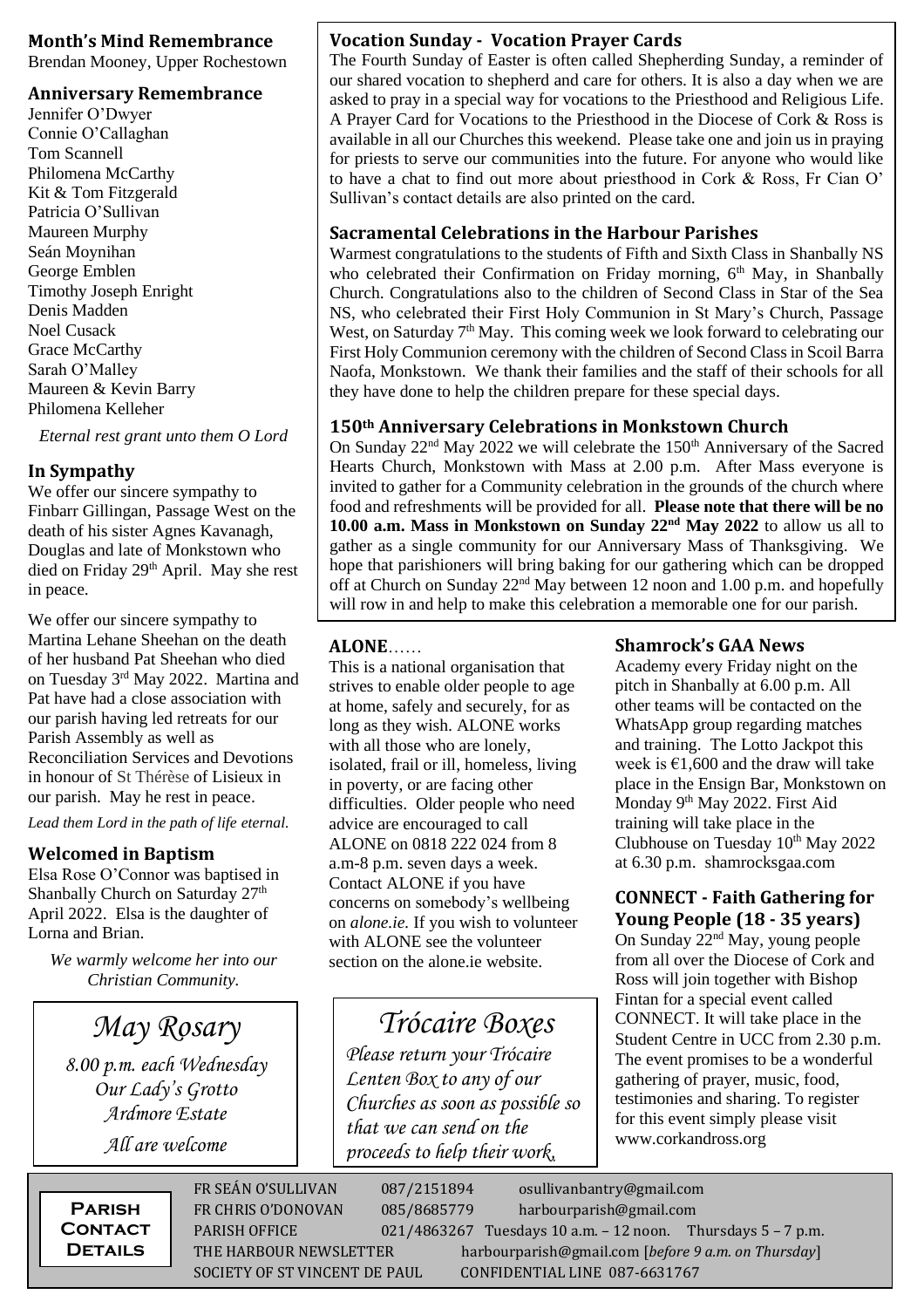## Month's Mind Remembrance

Brendan Mooney, Upper Rochestown

## Anniversary Remembrance

Jennifer O'Dwyer
Connie O'Callaghan
Tom Scannell
Philomena McCarthy
Kit & Tom Fitzgerald
Patricia O'Sullivan
Maureen Murphy
Seán Moynihan
George Emblen
Timothy Joseph Enright
Denis Madden
Noel Cusack
Grace McCarthy
Sarah O'Malley
Maureen & Kevin Barry
Philomena Kelleher

*Eternal rest grant unto them O Lord*

## In Sympathy

We offer our sincere sympathy to Finbarr Gillingan, Passage West on the death of his sister Agnes Kavanagh, Douglas and late of Monkstown who died on Friday 29th April. May she rest in peace.

We offer our sincere sympathy to Martina Lehane Sheehan on the death of her husband Pat Sheehan who died on Tuesday 3rd May 2022. Martina and Pat have had a close association with our parish having led retreats for our Parish Assembly as well as Reconciliation Services and Devotions in honour of St Thérèse of Lisieux in our parish. May he rest in peace.

*Lead them Lord in the path of life eternal.*

## Welcomed in Baptism

Elsa Rose O'Connor was baptised in Shanbally Church on Saturday 27th April 2022. Elsa is the daughter of Lorna and Brian.

*We warmly welcome her into our Christian Community.*

## *May Rosary*

*8.00 p.m. each Wednesday*
*Our Lady's Grotto*
*Ardmore Estate*
*All are welcome*

## Vocation Sunday - Vocation Prayer Cards

The Fourth Sunday of Easter is often called Shepherding Sunday, a reminder of our shared vocation to shepherd and care for others. It is also a day when we are asked to pray in a special way for vocations to the Priesthood and Religious Life. A Prayer Card for Vocations to the Priesthood in the Diocese of Cork & Ross is available in all our Churches this weekend. Please take one and join us in praying for priests to serve our communities into the future. For anyone who would like to have a chat to find out more about priesthood in Cork & Ross, Fr Cian O' Sullivan's contact details are also printed on the card.

## Sacramental Celebrations in the Harbour Parishes

Warmest congratulations to the students of Fifth and Sixth Class in Shanbally NS who celebrated their Confirmation on Friday morning, 6th May, in Shanbally Church. Congratulations also to the children of Second Class in Star of the Sea NS, who celebrated their First Holy Communion in St Mary's Church, Passage West, on Saturday 7th May. This coming week we look forward to celebrating our First Holy Communion ceremony with the children of Second Class in Scoil Barra Naofa, Monkstown. We thank their families and the staff of their schools for all they have done to help the children prepare for these special days.

## 150th Anniversary Celebrations in Monkstown Church

On Sunday 22nd May 2022 we will celebrate the 150th Anniversary of the Sacred Hearts Church, Monkstown with Mass at 2.00 p.m. After Mass everyone is invited to gather for a Community celebration in the grounds of the church where food and refreshments will be provided for all. **Please note that there will be no 10.00 a.m. Mass in Monkstown on Sunday 22nd May 2022** to allow us all to gather as a single community for our Anniversary Mass of Thanksgiving. We hope that parishioners will bring baking for our gathering which can be dropped off at Church on Sunday 22nd May between 12 noon and 1.00 p.m. and hopefully will row in and help to make this celebration a memorable one for our parish.

## ALONE……

This is a national organisation that strives to enable older people to age at home, safely and securely, for as long as they wish. ALONE works with all those who are lonely, isolated, frail or ill, homeless, living in poverty, or are facing other difficulties. Older people who need advice are encouraged to call ALONE on 0818 222 024 from 8 a.m-8 p.m. seven days a week. Contact ALONE if you have concerns on somebody's wellbeing on *alone.ie.* If you wish to volunteer with ALONE see the volunteer section on the alone.ie website.

## *Trócaire Boxes*

*Please return your Trócaire Lenten Box to any of our Churches as soon as possible so that we can send on the proceeds to help their work.*

## Shamrock's GAA News

Academy every Friday night on the pitch in Shanbally at 6.00 p.m. All other teams will be contacted on the WhatsApp group regarding matches and training. The Lotto Jackpot this week is €1,600 and the draw will take place in the Ensign Bar, Monkstown on Monday 9th May 2022. First Aid training will take place in the Clubhouse on Tuesday 10th May 2022 at 6.30 p.m. shamrocksgaa.com

## CONNECT - Faith Gathering for Young People (18 - 35 years)

On Sunday 22nd May, young people from all over the Diocese of Cork and Ross will join together with Bishop Fintan for a special event called CONNECT. It will take place in the Student Centre in UCC from 2.30 p.m. The event promises to be a wonderful gathering of prayer, music, food, testimonies and sharing. To register for this event simply please visit www.corkandross.org

## Parish Contact Details

| | | |
|---|---|---|
| FR SEÁN O'SULLIVAN | 087/2151894 | osullivanbantry@gmail.com |
| FR CHRIS O'DONOVAN | 085/8685779 | harbourparish@gmail.com |
| PARISH OFFICE | 021/4863267 | Tuesdays 10 a.m. – 12 noon. Thursdays 5 – 7 p.m. |
| THE HARBOUR NEWSLETTER | | harbourparish@gmail.com [*before 9 a.m. on Thursday*] |
| SOCIETY OF ST VINCENT DE PAUL | | CONFIDENTIAL LINE 087-6631767 |